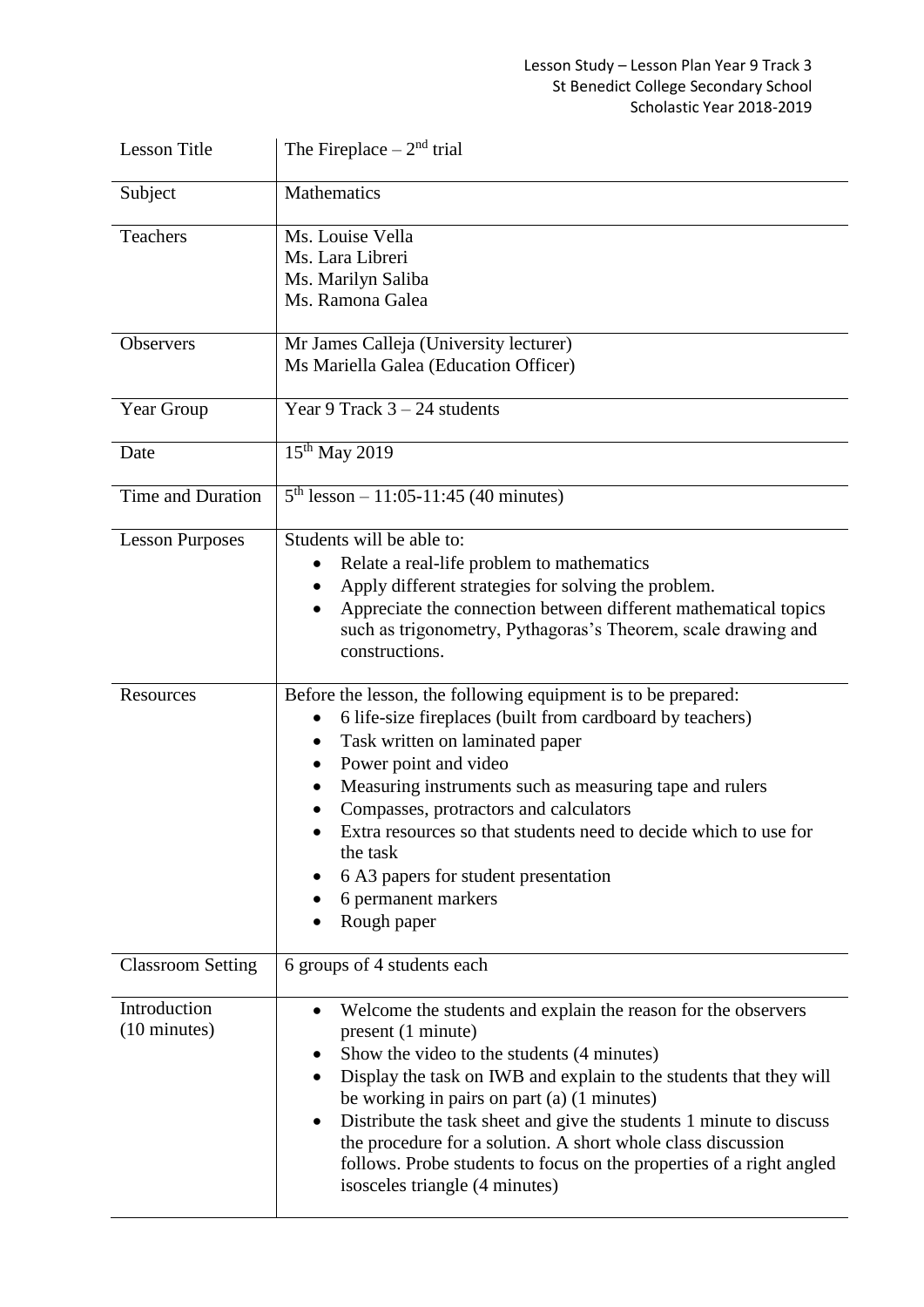Lesson Study – Lesson Plan Year 9 Track 3
St Benedict College Secondary School
Scholastic Year 2018-2019

| Lesson Title | The Fireplace – 2nd trial |
|---|---|
| Subject | Mathematics |
| Teachers | Ms. Louise Vella<br>Ms. Lara Libreri<br>Ms. Marilyn Saliba<br>Ms. Ramona Galea |
| Observers | Mr James Calleja (University lecturer)<br>Ms Mariella Galea (Education Officer) |
| Year Group | Year 9 Track 3 – 24 students |
| Date | 15th May 2019 |
| Time and Duration | 5th lesson – 11:05-11:45 (40 minutes) |
| Lesson Purposes | Students will be able to:<br>• Relate a real-life problem to mathematics<br>• Apply different strategies for solving the problem.<br>• Appreciate the connection between different mathematical topics such as trigonometry, Pythagoras's Theorem, scale drawing and constructions. |
| Resources | Before the lesson, the following equipment is to be prepared:<br>• 6 life-size fireplaces (built from cardboard by teachers)<br>• Task written on laminated paper<br>• Power point and video<br>• Measuring instruments such as measuring tape and rulers<br>• Compasses, protractors and calculators<br>• Extra resources so that students need to decide which to use for the task<br>• 6 A3 papers for student presentation<br>• 6 permanent markers<br>• Rough paper |
| Classroom Setting | 6 groups of 4 students each |
| Introduction (10 minutes) | • Welcome the students and explain the reason for the observers present (1 minute)<br>• Show the video to the students (4 minutes)<br>• Display the task on IWB and explain to the students that they will be working in pairs on part (a) (1 minutes)<br>• Distribute the task sheet and give the students 1 minute to discuss the procedure for a solution. A short whole class discussion follows. Probe students to focus on the properties of a right angled isosceles triangle (4 minutes) |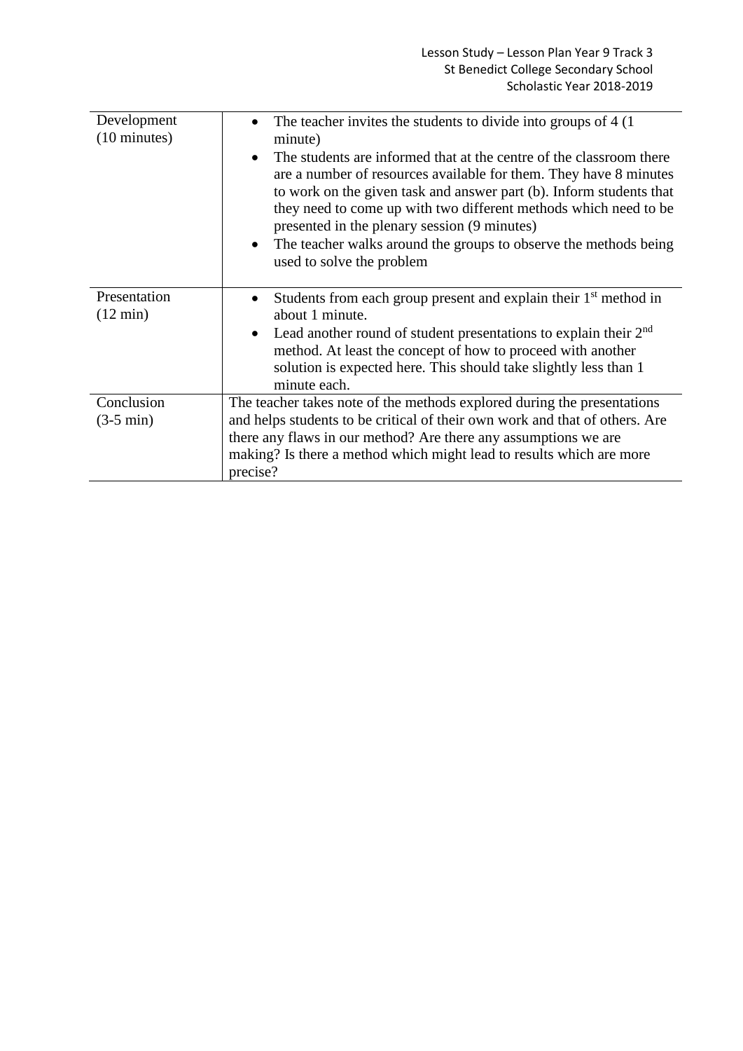| | |
|---|---|
| Development (10 minutes) | • The teacher invites the students to divide into groups of 4 (1 minute)<br>• The students are informed that at the centre of the classroom there are a number of resources available for them. They have 8 minutes to work on the given task and answer part (b). Inform students that they need to come up with two different methods which need to be presented in the plenary session (9 minutes)<br>• The teacher walks around the groups to observe the methods being used to solve the problem |
| Presentation (12 min) | • Students from each group present and explain their 1st method in about 1 minute.<br>• Lead another round of student presentations to explain their 2nd method. At least the concept of how to proceed with another solution is expected here. This should take slightly less than 1 minute each. |
| Conclusion (3-5 min) | The teacher takes note of the methods explored during the presentations and helps students to be critical of their own work and that of others. Are there any flaws in our method? Are there any assumptions we are making? Is there a method which might lead to results which are more precise? |